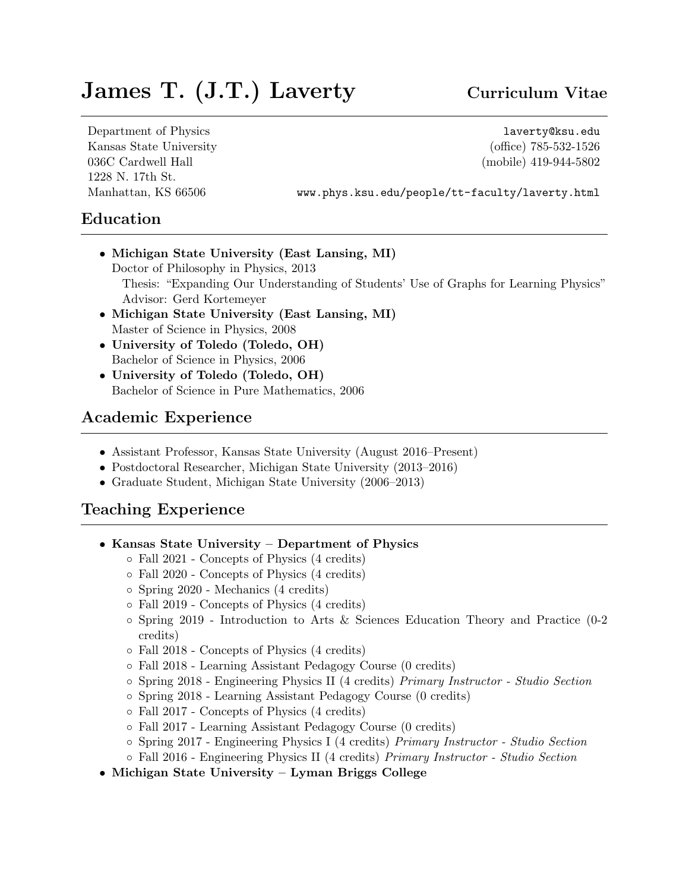# James T. (J.T.) Laverty — Curriculum Vitae

Department of Physics
Kansas State University
036C Cardwell Hall
1228 N. 17th St.
Manhattan, KS 66506

laverty@ksu.edu
(office) 785-532-1526
(mobile) 419-944-5802
www.phys.ksu.edu/people/tt-faculty/laverty.html

## Education

- **Michigan State University (East Lansing, MI)**
  Doctor of Philosophy in Physics, 2013
  Thesis: "Expanding Our Understanding of Students' Use of Graphs for Learning Physics"
  Advisor: Gerd Kortemeyer
- **Michigan State University (East Lansing, MI)**
  Master of Science in Physics, 2008
- **University of Toledo (Toledo, OH)**
  Bachelor of Science in Physics, 2006
- **University of Toledo (Toledo, OH)**
  Bachelor of Science in Pure Mathematics, 2006

## Academic Experience

- Assistant Professor, Kansas State University (August 2016–Present)
- Postdoctoral Researcher, Michigan State University (2013–2016)
- Graduate Student, Michigan State University (2006–2013)

## Teaching Experience

- **Kansas State University – Department of Physics**
  - Fall 2021 - Concepts of Physics (4 credits)
  - Fall 2020 - Concepts of Physics (4 credits)
  - Spring 2020 - Mechanics (4 credits)
  - Fall 2019 - Concepts of Physics (4 credits)
  - Spring 2019 - Introduction to Arts & Sciences Education Theory and Practice (0-2 credits)
  - Fall 2018 - Concepts of Physics (4 credits)
  - Fall 2018 - Learning Assistant Pedagogy Course (0 credits)
  - Spring 2018 - Engineering Physics II (4 credits) *Primary Instructor - Studio Section*
  - Spring 2018 - Learning Assistant Pedagogy Course (0 credits)
  - Fall 2017 - Concepts of Physics (4 credits)
  - Fall 2017 - Learning Assistant Pedagogy Course (0 credits)
  - Spring 2017 - Engineering Physics I (4 credits) *Primary Instructor - Studio Section*
  - Fall 2016 - Engineering Physics II (4 credits) *Primary Instructor - Studio Section*
- **Michigan State University – Lyman Briggs College**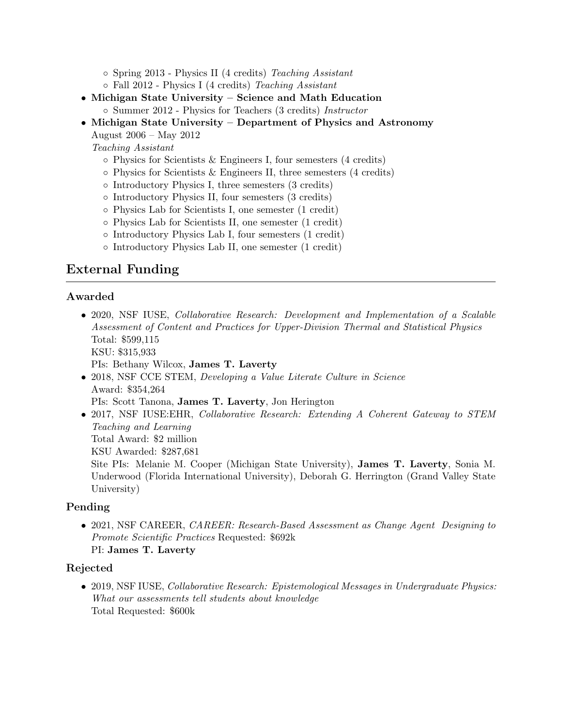- Spring 2013 - Physics II (4 credits) *Teaching Assistant*
  - Fall 2012 - Physics I (4 credits) *Teaching Assistant*
- **Michigan State University – Science and Math Education**
  - Summer 2012 - Physics for Teachers (3 credits) *Instructor*
- **Michigan State University – Department of Physics and Astronomy**
  August 2006 – May 2012
  *Teaching Assistant*
  - Physics for Scientists & Engineers I, four semesters (4 credits)
  - Physics for Scientists & Engineers II, three semesters (4 credits)
  - Introductory Physics I, three semesters (3 credits)
  - Introductory Physics II, four semesters (3 credits)
  - Physics Lab for Scientists I, one semester (1 credit)
  - Physics Lab for Scientists II, one semester (1 credit)
  - Introductory Physics Lab I, four semesters (1 credit)
  - Introductory Physics Lab II, one semester (1 credit)

## External Funding

### Awarded

- 2020, NSF IUSE, *Collaborative Research: Development and Implementation of a Scalable Assessment of Content and Practices for Upper-Division Thermal and Statistical Physics*
  Total: $599,115
  KSU: $315,933
  PIs: Bethany Wilcox, **James T. Laverty**
- 2018, NSF CCE STEM, *Developing a Value Literate Culture in Science*
  Award: $354,264
  PIs: Scott Tanona, **James T. Laverty**, Jon Herington
- 2017, NSF IUSE:EHR, *Collaborative Research: Extending A Coherent Gateway to STEM Teaching and Learning*
  Total Award: $2 million
  KSU Awarded: $287,681
  Site PIs: Melanie M. Cooper (Michigan State University), **James T. Laverty**, Sonia M. Underwood (Florida International University), Deborah G. Herrington (Grand Valley State University)

### Pending

- 2021, NSF CAREER, *CAREER: Research-Based Assessment as Change Agent Designing to Promote Scientific Practices* Requested: $692k
  PI: **James T. Laverty**

### Rejected

- 2019, NSF IUSE, *Collaborative Research: Epistemological Messages in Undergraduate Physics: What our assessments tell students about knowledge*
  Total Requested: $600k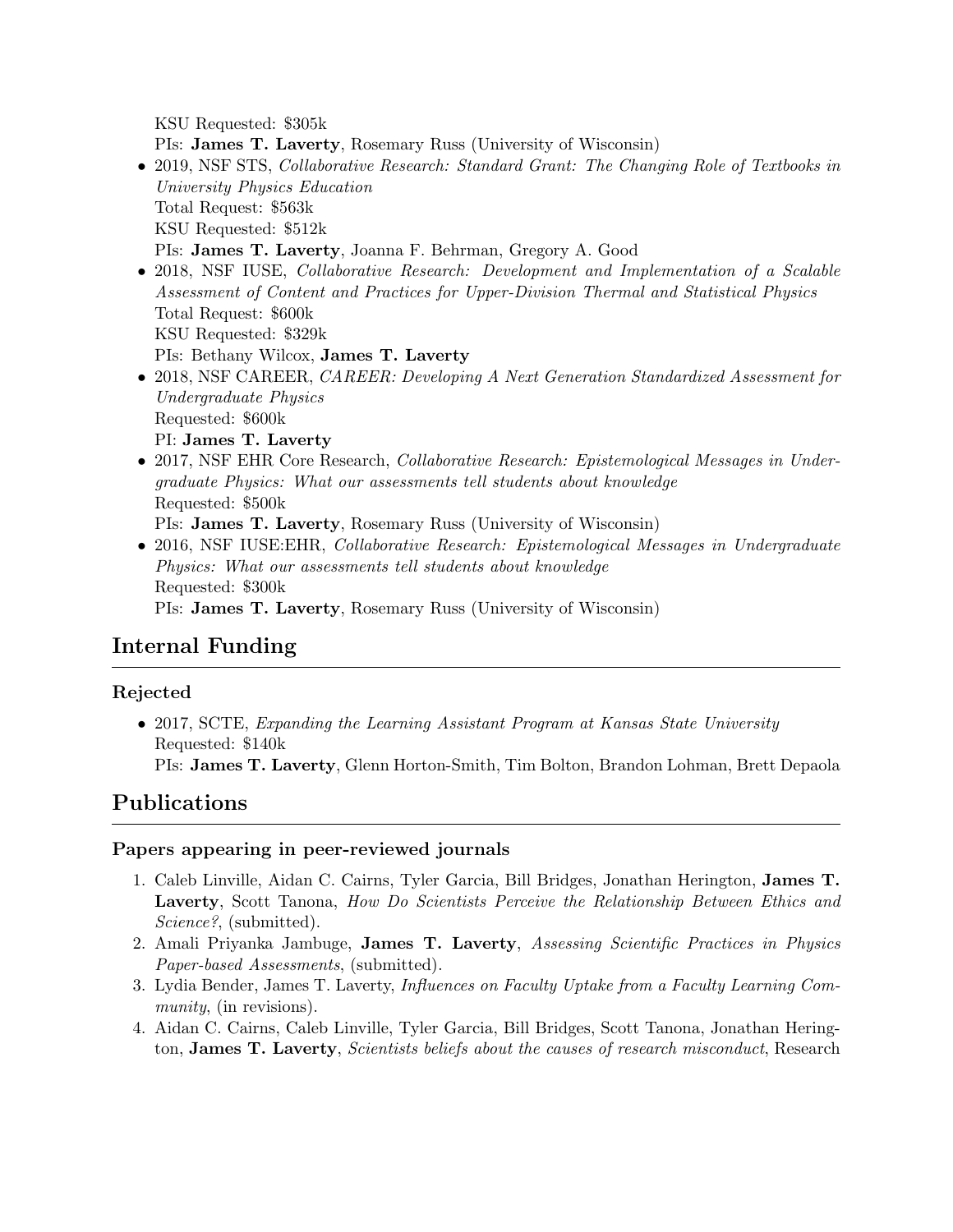KSU Requested: $305k
PIs: **James T. Laverty**, Rosemary Russ (University of Wisconsin)

- 2019, NSF STS, *Collaborative Research: Standard Grant: The Changing Role of Textbooks in University Physics Education*
  Total Request: $563k
  KSU Requested: $512k
  PIs: **James T. Laverty**, Joanna F. Behrman, Gregory A. Good
- 2018, NSF IUSE, *Collaborative Research: Development and Implementation of a Scalable Assessment of Content and Practices for Upper-Division Thermal and Statistical Physics*
  Total Request: $600k
  KSU Requested: $329k
  PIs: Bethany Wilcox, **James T. Laverty**
- 2018, NSF CAREER, *CAREER: Developing A Next Generation Standardized Assessment for Undergraduate Physics*
  Requested: $600k
  PI: **James T. Laverty**
- 2017, NSF EHR Core Research, *Collaborative Research: Epistemological Messages in Undergraduate Physics: What our assessments tell students about knowledge*
  Requested: $500k
  PIs: **James T. Laverty**, Rosemary Russ (University of Wisconsin)
- 2016, NSF IUSE:EHR, *Collaborative Research: Epistemological Messages in Undergraduate Physics: What our assessments tell students about knowledge*
  Requested: $300k
  PIs: **James T. Laverty**, Rosemary Russ (University of Wisconsin)

## Internal Funding

### Rejected

- 2017, SCTE, *Expanding the Learning Assistant Program at Kansas State University*
  Requested: $140k
  PIs: **James T. Laverty**, Glenn Horton-Smith, Tim Bolton, Brandon Lohman, Brett Depaola

## Publications

### Papers appearing in peer-reviewed journals

1. Caleb Linville, Aidan C. Cairns, Tyler Garcia, Bill Bridges, Jonathan Herington, **James T. Laverty**, Scott Tanona, *How Do Scientists Perceive the Relationship Between Ethics and Science?*, (submitted).
2. Amali Priyanka Jambuge, **James T. Laverty**, *Assessing Scientific Practices in Physics Paper-based Assessments*, (submitted).
3. Lydia Bender, James T. Laverty, *Influences on Faculty Uptake from a Faculty Learning Community*, (in revisions).
4. Aidan C. Cairns, Caleb Linville, Tyler Garcia, Bill Bridges, Scott Tanona, Jonathan Herington, **James T. Laverty**, *Scientists beliefs about the causes of research misconduct*, Research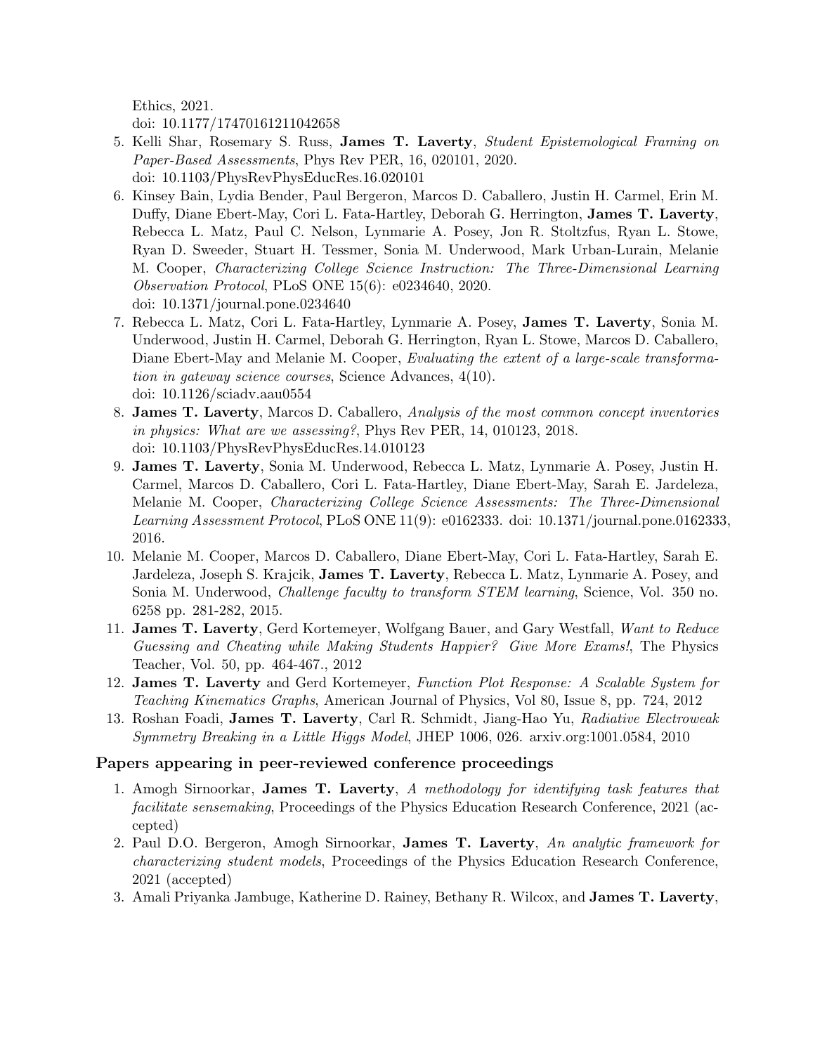Ethics, 2021.
doi: 10.1177/17470161211042658

5. Kelli Shar, Rosemary S. Russ, **James T. Laverty**, *Student Epistemological Framing on Paper-Based Assessments*, Phys Rev PER, 16, 020101, 2020.
doi: 10.1103/PhysRevPhysEducRes.16.020101
6. Kinsey Bain, Lydia Bender, Paul Bergeron, Marcos D. Caballero, Justin H. Carmel, Erin M. Duffy, Diane Ebert-May, Cori L. Fata-Hartley, Deborah G. Herrington, **James T. Laverty**, Rebecca L. Matz, Paul C. Nelson, Lynmarie A. Posey, Jon R. Stoltzfus, Ryan L. Stowe, Ryan D. Sweeder, Stuart H. Tessmer, Sonia M. Underwood, Mark Urban-Lurain, Melanie M. Cooper, *Characterizing College Science Instruction: The Three-Dimensional Learning Observation Protocol*, PLoS ONE 15(6): e0234640, 2020.
doi: 10.1371/journal.pone.0234640
7. Rebecca L. Matz, Cori L. Fata-Hartley, Lynmarie A. Posey, **James T. Laverty**, Sonia M. Underwood, Justin H. Carmel, Deborah G. Herrington, Ryan L. Stowe, Marcos D. Caballero, Diane Ebert-May and Melanie M. Cooper, *Evaluating the extent of a large-scale transformation in gateway science courses*, Science Advances, 4(10).
doi: 10.1126/sciadv.aau0554
8. **James T. Laverty**, Marcos D. Caballero, *Analysis of the most common concept inventories in physics: What are we assessing?*, Phys Rev PER, 14, 010123, 2018.
doi: 10.1103/PhysRevPhysEducRes.14.010123
9. **James T. Laverty**, Sonia M. Underwood, Rebecca L. Matz, Lynmarie A. Posey, Justin H. Carmel, Marcos D. Caballero, Cori L. Fata-Hartley, Diane Ebert-May, Sarah E. Jardeleza, Melanie M. Cooper, *Characterizing College Science Assessments: The Three-Dimensional Learning Assessment Protocol*, PLoS ONE 11(9): e0162333. doi: 10.1371/journal.pone.0162333, 2016.
10. Melanie M. Cooper, Marcos D. Caballero, Diane Ebert-May, Cori L. Fata-Hartley, Sarah E. Jardeleza, Joseph S. Krajcik, **James T. Laverty**, Rebecca L. Matz, Lynmarie A. Posey, and Sonia M. Underwood, *Challenge faculty to transform STEM learning*, Science, Vol. 350 no. 6258 pp. 281-282, 2015.
11. **James T. Laverty**, Gerd Kortemeyer, Wolfgang Bauer, and Gary Westfall, *Want to Reduce Guessing and Cheating while Making Students Happier? Give More Exams!*, The Physics Teacher, Vol. 50, pp. 464-467., 2012
12. **James T. Laverty** and Gerd Kortemeyer, *Function Plot Response: A Scalable System for Teaching Kinematics Graphs*, American Journal of Physics, Vol 80, Issue 8, pp. 724, 2012
13. Roshan Foadi, **James T. Laverty**, Carl R. Schmidt, Jiang-Hao Yu, *Radiative Electroweak Symmetry Breaking in a Little Higgs Model*, JHEP 1006, 026. arxiv.org:1001.0584, 2010

### Papers appearing in peer-reviewed conference proceedings

1. Amogh Sirnoorkar, **James T. Laverty**, *A methodology for identifying task features that facilitate sensemaking*, Proceedings of the Physics Education Research Conference, 2021 (accepted)
2. Paul D.O. Bergeron, Amogh Sirnoorkar, **James T. Laverty**, *An analytic framework for characterizing student models*, Proceedings of the Physics Education Research Conference, 2021 (accepted)
3. Amali Priyanka Jambuge, Katherine D. Rainey, Bethany R. Wilcox, and **James T. Laverty**,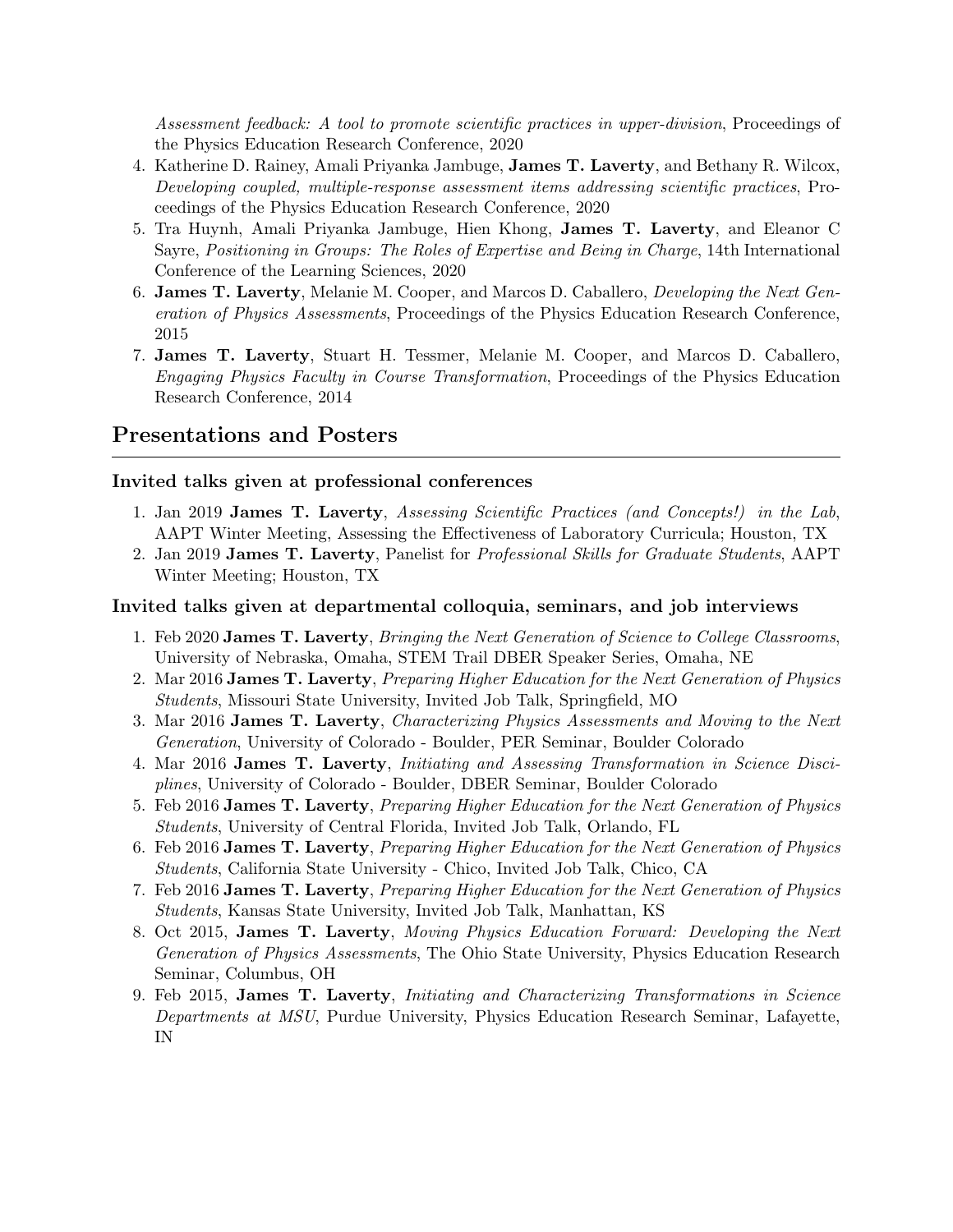*Assessment feedback: A tool to promote scientific practices in upper-division*, Proceedings of the Physics Education Research Conference, 2020

4. Katherine D. Rainey, Amali Priyanka Jambuge, **James T. Laverty**, and Bethany R. Wilcox, *Developing coupled, multiple-response assessment items addressing scientific practices*, Proceedings of the Physics Education Research Conference, 2020
5. Tra Huynh, Amali Priyanka Jambuge, Hien Khong, **James T. Laverty**, and Eleanor C Sayre, *Positioning in Groups: The Roles of Expertise and Being in Charge*, 14th International Conference of the Learning Sciences, 2020
6. **James T. Laverty**, Melanie M. Cooper, and Marcos D. Caballero, *Developing the Next Generation of Physics Assessments*, Proceedings of the Physics Education Research Conference, 2015
7. **James T. Laverty**, Stuart H. Tessmer, Melanie M. Cooper, and Marcos D. Caballero, *Engaging Physics Faculty in Course Transformation*, Proceedings of the Physics Education Research Conference, 2014

## Presentations and Posters

### Invited talks given at professional conferences

1. Jan 2019 **James T. Laverty**, *Assessing Scientific Practices (and Concepts!) in the Lab*, AAPT Winter Meeting, Assessing the Effectiveness of Laboratory Curricula; Houston, TX
2. Jan 2019 **James T. Laverty**, Panelist for *Professional Skills for Graduate Students*, AAPT Winter Meeting; Houston, TX

### Invited talks given at departmental colloquia, seminars, and job interviews

1. Feb 2020 **James T. Laverty**, *Bringing the Next Generation of Science to College Classrooms*, University of Nebraska, Omaha, STEM Trail DBER Speaker Series, Omaha, NE
2. Mar 2016 **James T. Laverty**, *Preparing Higher Education for the Next Generation of Physics Students*, Missouri State University, Invited Job Talk, Springfield, MO
3. Mar 2016 **James T. Laverty**, *Characterizing Physics Assessments and Moving to the Next Generation*, University of Colorado - Boulder, PER Seminar, Boulder Colorado
4. Mar 2016 **James T. Laverty**, *Initiating and Assessing Transformation in Science Disciplines*, University of Colorado - Boulder, DBER Seminar, Boulder Colorado
5. Feb 2016 **James T. Laverty**, *Preparing Higher Education for the Next Generation of Physics Students*, University of Central Florida, Invited Job Talk, Orlando, FL
6. Feb 2016 **James T. Laverty**, *Preparing Higher Education for the Next Generation of Physics Students*, California State University - Chico, Invited Job Talk, Chico, CA
7. Feb 2016 **James T. Laverty**, *Preparing Higher Education for the Next Generation of Physics Students*, Kansas State University, Invited Job Talk, Manhattan, KS
8. Oct 2015, **James T. Laverty**, *Moving Physics Education Forward: Developing the Next Generation of Physics Assessments*, The Ohio State University, Physics Education Research Seminar, Columbus, OH
9. Feb 2015, **James T. Laverty**, *Initiating and Characterizing Transformations in Science Departments at MSU*, Purdue University, Physics Education Research Seminar, Lafayette, IN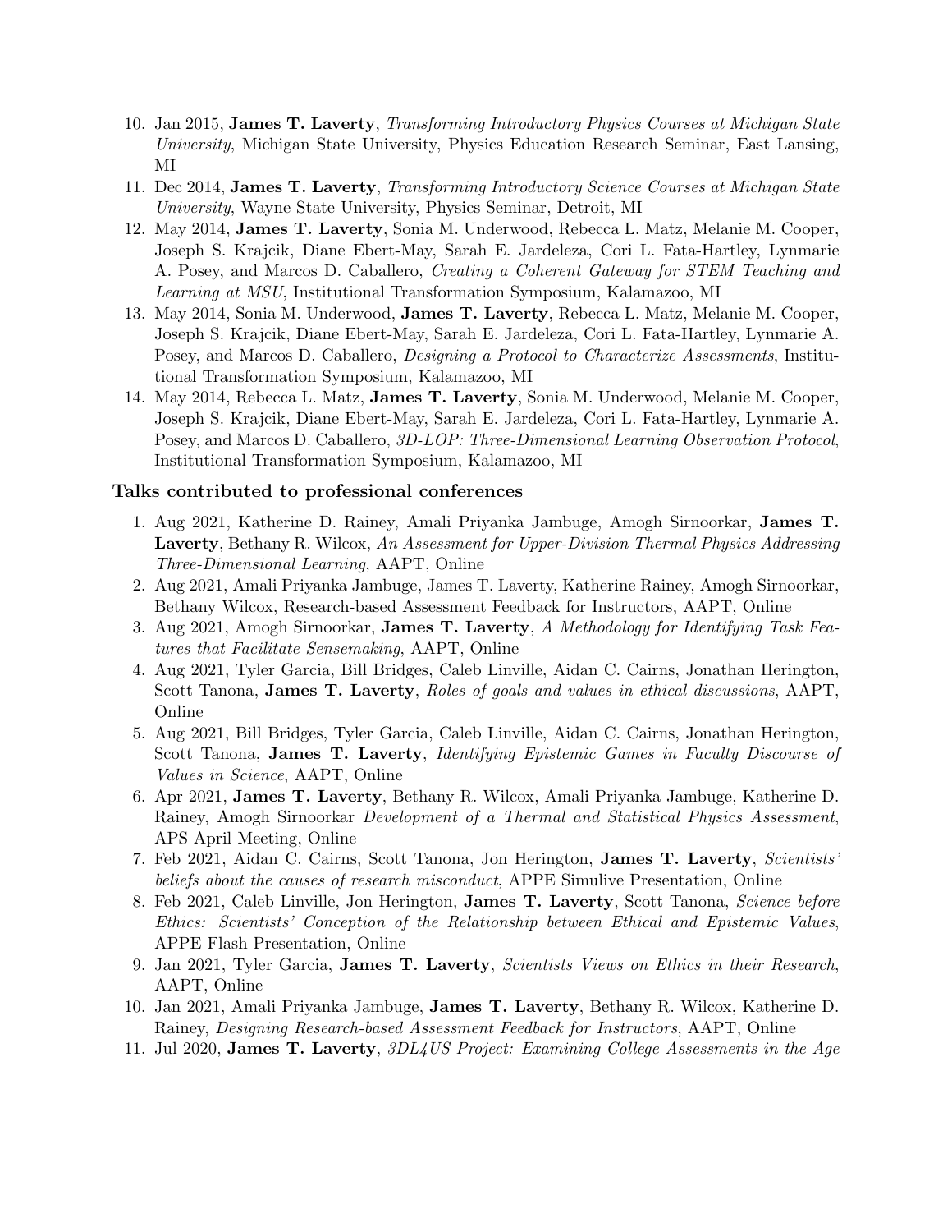10. Jan 2015, **James T. Laverty**, *Transforming Introductory Physics Courses at Michigan State University*, Michigan State University, Physics Education Research Seminar, East Lansing, MI
11. Dec 2014, **James T. Laverty**, *Transforming Introductory Science Courses at Michigan State University*, Wayne State University, Physics Seminar, Detroit, MI
12. May 2014, **James T. Laverty**, Sonia M. Underwood, Rebecca L. Matz, Melanie M. Cooper, Joseph S. Krajcik, Diane Ebert-May, Sarah E. Jardeleza, Cori L. Fata-Hartley, Lynmarie A. Posey, and Marcos D. Caballero, *Creating a Coherent Gateway for STEM Teaching and Learning at MSU*, Institutional Transformation Symposium, Kalamazoo, MI
13. May 2014, Sonia M. Underwood, **James T. Laverty**, Rebecca L. Matz, Melanie M. Cooper, Joseph S. Krajcik, Diane Ebert-May, Sarah E. Jardeleza, Cori L. Fata-Hartley, Lynmarie A. Posey, and Marcos D. Caballero, *Designing a Protocol to Characterize Assessments*, Institutional Transformation Symposium, Kalamazoo, MI
14. May 2014, Rebecca L. Matz, **James T. Laverty**, Sonia M. Underwood, Melanie M. Cooper, Joseph S. Krajcik, Diane Ebert-May, Sarah E. Jardeleza, Cori L. Fata-Hartley, Lynmarie A. Posey, and Marcos D. Caballero, *3D-LOP: Three-Dimensional Learning Observation Protocol*, Institutional Transformation Symposium, Kalamazoo, MI

### Talks contributed to professional conferences

1. Aug 2021, Katherine D. Rainey, Amali Priyanka Jambuge, Amogh Sirnoorkar, **James T. Laverty**, Bethany R. Wilcox, *An Assessment for Upper-Division Thermal Physics Addressing Three-Dimensional Learning*, AAPT, Online
2. Aug 2021, Amali Priyanka Jambuge, James T. Laverty, Katherine Rainey, Amogh Sirnoorkar, Bethany Wilcox, Research-based Assessment Feedback for Instructors, AAPT, Online
3. Aug 2021, Amogh Sirnoorkar, **James T. Laverty**, *A Methodology for Identifying Task Features that Facilitate Sensemaking*, AAPT, Online
4. Aug 2021, Tyler Garcia, Bill Bridges, Caleb Linville, Aidan C. Cairns, Jonathan Herington, Scott Tanona, **James T. Laverty**, *Roles of goals and values in ethical discussions*, AAPT, Online
5. Aug 2021, Bill Bridges, Tyler Garcia, Caleb Linville, Aidan C. Cairns, Jonathan Herington, Scott Tanona, **James T. Laverty**, *Identifying Epistemic Games in Faculty Discourse of Values in Science*, AAPT, Online
6. Apr 2021, **James T. Laverty**, Bethany R. Wilcox, Amali Priyanka Jambuge, Katherine D. Rainey, Amogh Sirnoorkar *Development of a Thermal and Statistical Physics Assessment*, APS April Meeting, Online
7. Feb 2021, Aidan C. Cairns, Scott Tanona, Jon Herington, **James T. Laverty**, *Scientists' beliefs about the causes of research misconduct*, APPE Simulive Presentation, Online
8. Feb 2021, Caleb Linville, Jon Herington, **James T. Laverty**, Scott Tanona, *Science before Ethics: Scientists' Conception of the Relationship between Ethical and Epistemic Values*, APPE Flash Presentation, Online
9. Jan 2021, Tyler Garcia, **James T. Laverty**, *Scientists Views on Ethics in their Research*, AAPT, Online
10. Jan 2021, Amali Priyanka Jambuge, **James T. Laverty**, Bethany R. Wilcox, Katherine D. Rainey, *Designing Research-based Assessment Feedback for Instructors*, AAPT, Online
11. Jul 2020, **James T. Laverty**, *3DL4US Project: Examining College Assessments in the Age*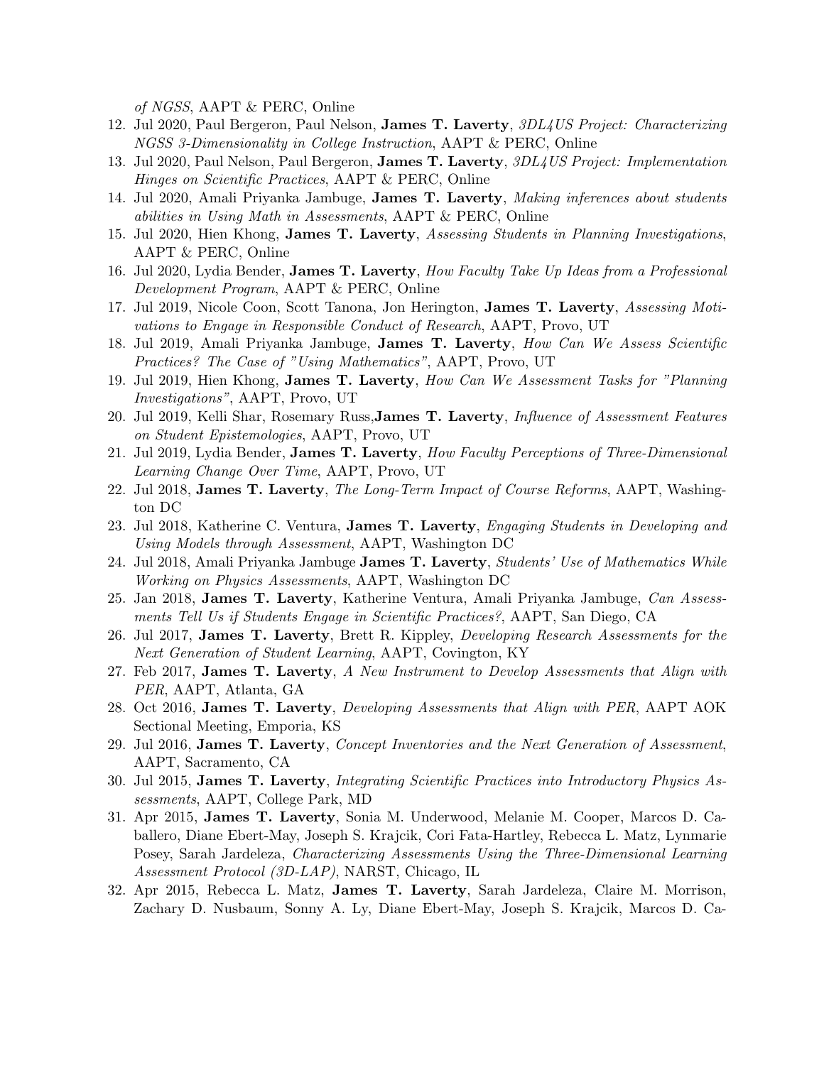*of NGSS*, AAPT & PERC, Online

12. Jul 2020, Paul Bergeron, Paul Nelson, **James T. Laverty**, *3DL4US Project: Characterizing NGSS 3-Dimensionality in College Instruction*, AAPT & PERC, Online
13. Jul 2020, Paul Nelson, Paul Bergeron, **James T. Laverty**, *3DL4US Project: Implementation Hinges on Scientific Practices*, AAPT & PERC, Online
14. Jul 2020, Amali Priyanka Jambuge, **James T. Laverty**, *Making inferences about students abilities in Using Math in Assessments*, AAPT & PERC, Online
15. Jul 2020, Hien Khong, **James T. Laverty**, *Assessing Students in Planning Investigations*, AAPT & PERC, Online
16. Jul 2020, Lydia Bender, **James T. Laverty**, *How Faculty Take Up Ideas from a Professional Development Program*, AAPT & PERC, Online
17. Jul 2019, Nicole Coon, Scott Tanona, Jon Herington, **James T. Laverty**, *Assessing Motivations to Engage in Responsible Conduct of Research*, AAPT, Provo, UT
18. Jul 2019, Amali Priyanka Jambuge, **James T. Laverty**, *How Can We Assess Scientific Practices? The Case of "Using Mathematics"*, AAPT, Provo, UT
19. Jul 2019, Hien Khong, **James T. Laverty**, *How Can We Assessment Tasks for "Planning Investigations"*, AAPT, Provo, UT
20. Jul 2019, Kelli Shar, Rosemary Russ,**James T. Laverty**, *Influence of Assessment Features on Student Epistemologies*, AAPT, Provo, UT
21. Jul 2019, Lydia Bender, **James T. Laverty**, *How Faculty Perceptions of Three-Dimensional Learning Change Over Time*, AAPT, Provo, UT
22. Jul 2018, **James T. Laverty**, *The Long-Term Impact of Course Reforms*, AAPT, Washington DC
23. Jul 2018, Katherine C. Ventura, **James T. Laverty**, *Engaging Students in Developing and Using Models through Assessment*, AAPT, Washington DC
24. Jul 2018, Amali Priyanka Jambuge **James T. Laverty**, *Students' Use of Mathematics While Working on Physics Assessments*, AAPT, Washington DC
25. Jan 2018, **James T. Laverty**, Katherine Ventura, Amali Priyanka Jambuge, *Can Assessments Tell Us if Students Engage in Scientific Practices?*, AAPT, San Diego, CA
26. Jul 2017, **James T. Laverty**, Brett R. Kippley, *Developing Research Assessments for the Next Generation of Student Learning*, AAPT, Covington, KY
27. Feb 2017, **James T. Laverty**, *A New Instrument to Develop Assessments that Align with PER*, AAPT, Atlanta, GA
28. Oct 2016, **James T. Laverty**, *Developing Assessments that Align with PER*, AAPT AOK Sectional Meeting, Emporia, KS
29. Jul 2016, **James T. Laverty**, *Concept Inventories and the Next Generation of Assessment*, AAPT, Sacramento, CA
30. Jul 2015, **James T. Laverty**, *Integrating Scientific Practices into Introductory Physics Assessments*, AAPT, College Park, MD
31. Apr 2015, **James T. Laverty**, Sonia M. Underwood, Melanie M. Cooper, Marcos D. Caballero, Diane Ebert-May, Joseph S. Krajcik, Cori Fata-Hartley, Rebecca L. Matz, Lynmarie Posey, Sarah Jardeleza, *Characterizing Assessments Using the Three-Dimensional Learning Assessment Protocol (3D-LAP)*, NARST, Chicago, IL
32. Apr 2015, Rebecca L. Matz, **James T. Laverty**, Sarah Jardeleza, Claire M. Morrison, Zachary D. Nusbaum, Sonny A. Ly, Diane Ebert-May, Joseph S. Krajcik, Marcos D. Ca-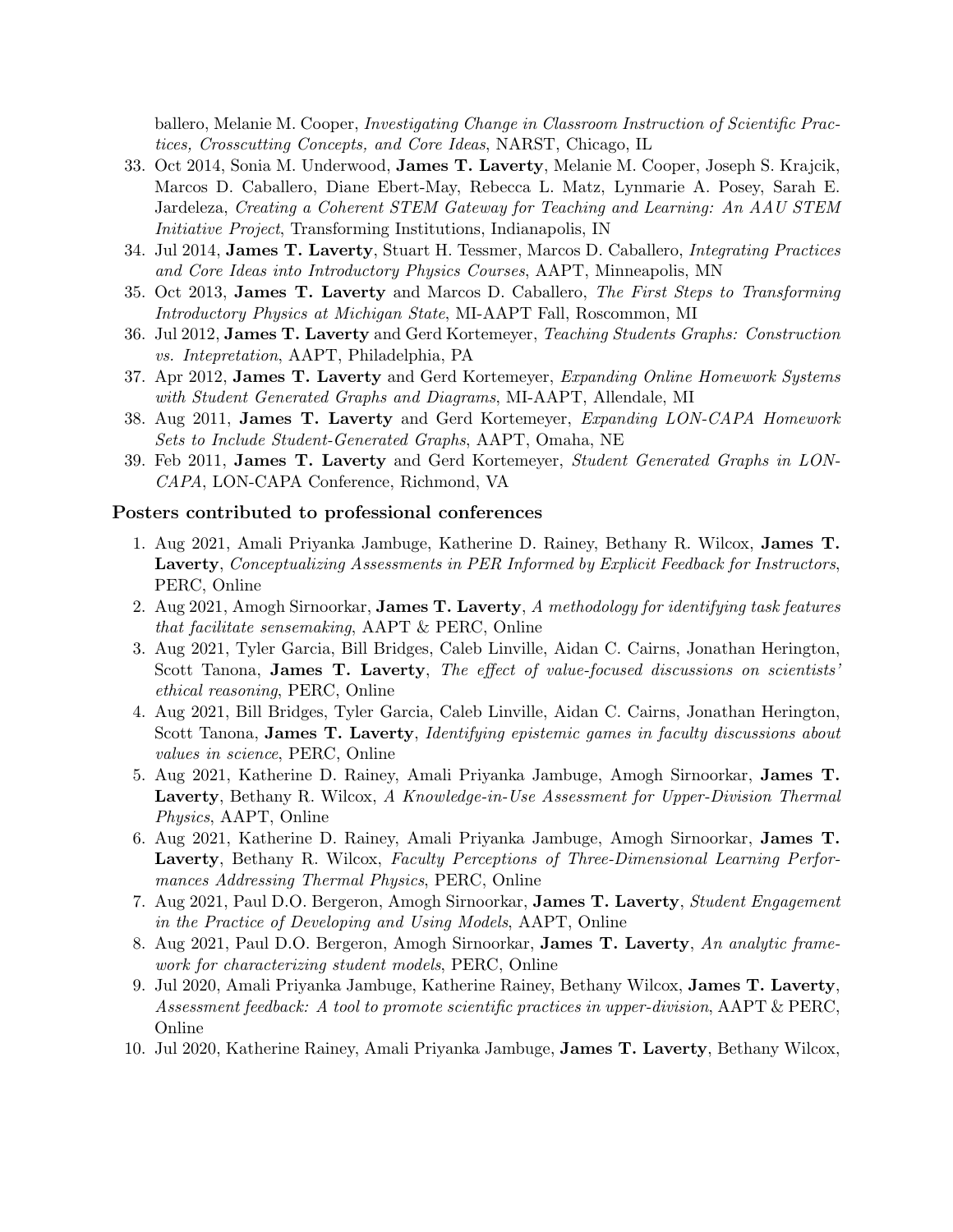ballero, Melanie M. Cooper, *Investigating Change in Classroom Instruction of Scientific Practices, Crosscutting Concepts, and Core Ideas*, NARST, Chicago, IL

33. Oct 2014, Sonia M. Underwood, **James T. Laverty**, Melanie M. Cooper, Joseph S. Krajcik, Marcos D. Caballero, Diane Ebert-May, Rebecca L. Matz, Lynmarie A. Posey, Sarah E. Jardeleza, *Creating a Coherent STEM Gateway for Teaching and Learning: An AAU STEM Initiative Project*, Transforming Institutions, Indianapolis, IN
34. Jul 2014, **James T. Laverty**, Stuart H. Tessmer, Marcos D. Caballero, *Integrating Practices and Core Ideas into Introductory Physics Courses*, AAPT, Minneapolis, MN
35. Oct 2013, **James T. Laverty** and Marcos D. Caballero, *The First Steps to Transforming Introductory Physics at Michigan State*, MI-AAPT Fall, Roscommon, MI
36. Jul 2012, **James T. Laverty** and Gerd Kortemeyer, *Teaching Students Graphs: Construction vs. Intepretation*, AAPT, Philadelphia, PA
37. Apr 2012, **James T. Laverty** and Gerd Kortemeyer, *Expanding Online Homework Systems with Student Generated Graphs and Diagrams*, MI-AAPT, Allendale, MI
38. Aug 2011, **James T. Laverty** and Gerd Kortemeyer, *Expanding LON-CAPA Homework Sets to Include Student-Generated Graphs*, AAPT, Omaha, NE
39. Feb 2011, **James T. Laverty** and Gerd Kortemeyer, *Student Generated Graphs in LON-CAPA*, LON-CAPA Conference, Richmond, VA

### Posters contributed to professional conferences

1. Aug 2021, Amali Priyanka Jambuge, Katherine D. Rainey, Bethany R. Wilcox, **James T. Laverty**, *Conceptualizing Assessments in PER Informed by Explicit Feedback for Instructors*, PERC, Online
2. Aug 2021, Amogh Sirnoorkar, **James T. Laverty**, *A methodology for identifying task features that facilitate sensemaking*, AAPT & PERC, Online
3. Aug 2021, Tyler Garcia, Bill Bridges, Caleb Linville, Aidan C. Cairns, Jonathan Herington, Scott Tanona, **James T. Laverty**, *The effect of value-focused discussions on scientists' ethical reasoning*, PERC, Online
4. Aug 2021, Bill Bridges, Tyler Garcia, Caleb Linville, Aidan C. Cairns, Jonathan Herington, Scott Tanona, **James T. Laverty**, *Identifying epistemic games in faculty discussions about values in science*, PERC, Online
5. Aug 2021, Katherine D. Rainey, Amali Priyanka Jambuge, Amogh Sirnoorkar, **James T. Laverty**, Bethany R. Wilcox, *A Knowledge-in-Use Assessment for Upper-Division Thermal Physics*, AAPT, Online
6. Aug 2021, Katherine D. Rainey, Amali Priyanka Jambuge, Amogh Sirnoorkar, **James T. Laverty**, Bethany R. Wilcox, *Faculty Perceptions of Three-Dimensional Learning Performances Addressing Thermal Physics*, PERC, Online
7. Aug 2021, Paul D.O. Bergeron, Amogh Sirnoorkar, **James T. Laverty**, *Student Engagement in the Practice of Developing and Using Models*, AAPT, Online
8. Aug 2021, Paul D.O. Bergeron, Amogh Sirnoorkar, **James T. Laverty**, *An analytic framework for characterizing student models*, PERC, Online
9. Jul 2020, Amali Priyanka Jambuge, Katherine Rainey, Bethany Wilcox, **James T. Laverty**, *Assessment feedback: A tool to promote scientific practices in upper-division*, AAPT & PERC, Online
10. Jul 2020, Katherine Rainey, Amali Priyanka Jambuge, **James T. Laverty**, Bethany Wilcox,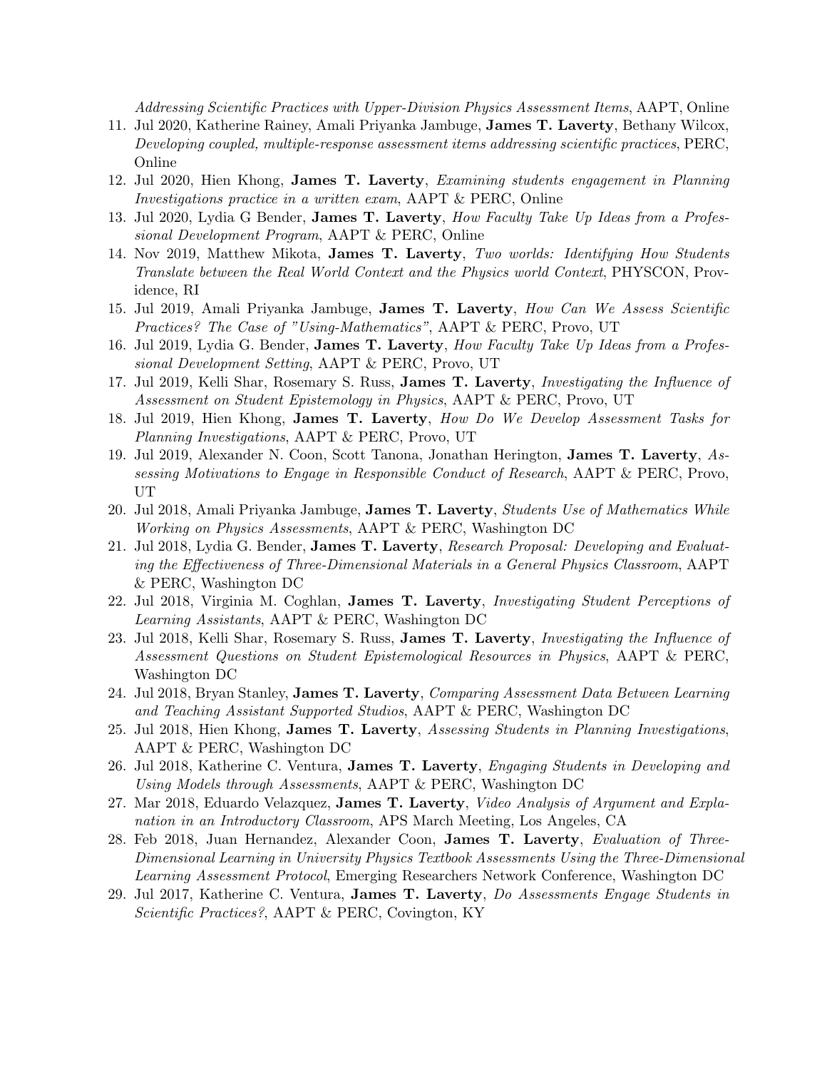*Addressing Scientific Practices with Upper-Division Physics Assessment Items*, AAPT, Online

11. Jul 2020, Katherine Rainey, Amali Priyanka Jambuge, **James T. Laverty**, Bethany Wilcox, *Developing coupled, multiple-response assessment items addressing scientific practices*, PERC, Online
12. Jul 2020, Hien Khong, **James T. Laverty**, *Examining students engagement in Planning Investigations practice in a written exam*, AAPT & PERC, Online
13. Jul 2020, Lydia G Bender, **James T. Laverty**, *How Faculty Take Up Ideas from a Professional Development Program*, AAPT & PERC, Online
14. Nov 2019, Matthew Mikota, **James T. Laverty**, *Two worlds: Identifying How Students Translate between the Real World Context and the Physics world Context*, PHYSCON, Providence, RI
15. Jul 2019, Amali Priyanka Jambuge, **James T. Laverty**, *How Can We Assess Scientific Practices? The Case of "Using-Mathematics"*, AAPT & PERC, Provo, UT
16. Jul 2019, Lydia G. Bender, **James T. Laverty**, *How Faculty Take Up Ideas from a Professional Development Setting*, AAPT & PERC, Provo, UT
17. Jul 2019, Kelli Shar, Rosemary S. Russ, **James T. Laverty**, *Investigating the Influence of Assessment on Student Epistemology in Physics*, AAPT & PERC, Provo, UT
18. Jul 2019, Hien Khong, **James T. Laverty**, *How Do We Develop Assessment Tasks for Planning Investigations*, AAPT & PERC, Provo, UT
19. Jul 2019, Alexander N. Coon, Scott Tanona, Jonathan Herington, **James T. Laverty**, *Assessing Motivations to Engage in Responsible Conduct of Research*, AAPT & PERC, Provo, UT
20. Jul 2018, Amali Priyanka Jambuge, **James T. Laverty**, *Students Use of Mathematics While Working on Physics Assessments*, AAPT & PERC, Washington DC
21. Jul 2018, Lydia G. Bender, **James T. Laverty**, *Research Proposal: Developing and Evaluating the Effectiveness of Three-Dimensional Materials in a General Physics Classroom*, AAPT & PERC, Washington DC
22. Jul 2018, Virginia M. Coghlan, **James T. Laverty**, *Investigating Student Perceptions of Learning Assistants*, AAPT & PERC, Washington DC
23. Jul 2018, Kelli Shar, Rosemary S. Russ, **James T. Laverty**, *Investigating the Influence of Assessment Questions on Student Epistemological Resources in Physics*, AAPT & PERC, Washington DC
24. Jul 2018, Bryan Stanley, **James T. Laverty**, *Comparing Assessment Data Between Learning and Teaching Assistant Supported Studios*, AAPT & PERC, Washington DC
25. Jul 2018, Hien Khong, **James T. Laverty**, *Assessing Students in Planning Investigations*, AAPT & PERC, Washington DC
26. Jul 2018, Katherine C. Ventura, **James T. Laverty**, *Engaging Students in Developing and Using Models through Assessments*, AAPT & PERC, Washington DC
27. Mar 2018, Eduardo Velazquez, **James T. Laverty**, *Video Analysis of Argument and Explanation in an Introductory Classroom*, APS March Meeting, Los Angeles, CA
28. Feb 2018, Juan Hernandez, Alexander Coon, **James T. Laverty**, *Evaluation of Three-Dimensional Learning in University Physics Textbook Assessments Using the Three-Dimensional Learning Assessment Protocol*, Emerging Researchers Network Conference, Washington DC
29. Jul 2017, Katherine C. Ventura, **James T. Laverty**, *Do Assessments Engage Students in Scientific Practices?*, AAPT & PERC, Covington, KY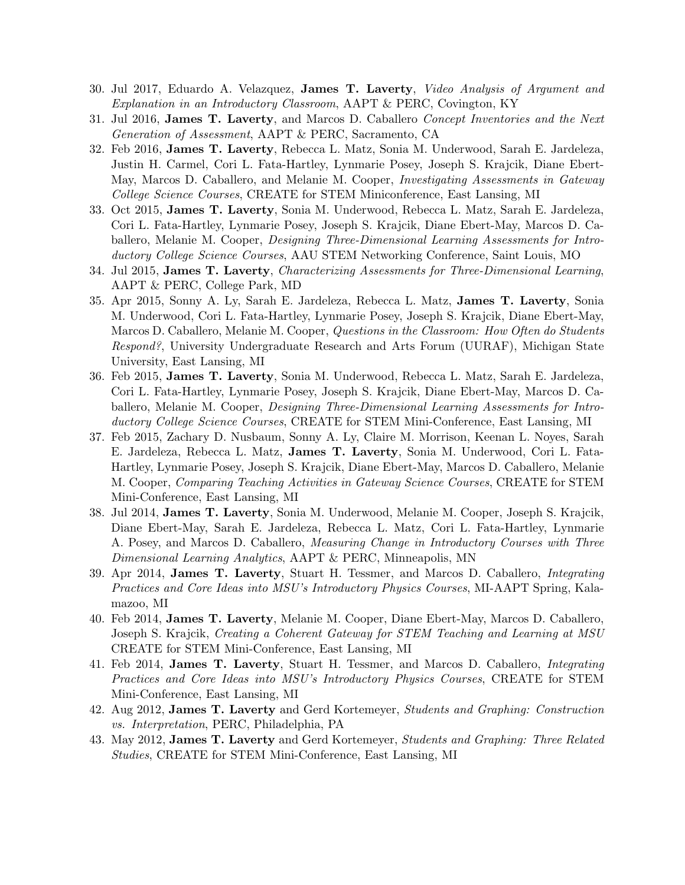30. Jul 2017, Eduardo A. Velazquez, **James T. Laverty**, *Video Analysis of Argument and Explanation in an Introductory Classroom*, AAPT & PERC, Covington, KY
31. Jul 2016, **James T. Laverty**, and Marcos D. Caballero *Concept Inventories and the Next Generation of Assessment*, AAPT & PERC, Sacramento, CA
32. Feb 2016, **James T. Laverty**, Rebecca L. Matz, Sonia M. Underwood, Sarah E. Jardeleza, Justin H. Carmel, Cori L. Fata-Hartley, Lynmarie Posey, Joseph S. Krajcik, Diane Ebert-May, Marcos D. Caballero, and Melanie M. Cooper, *Investigating Assessments in Gateway College Science Courses*, CREATE for STEM Miniconference, East Lansing, MI
33. Oct 2015, **James T. Laverty**, Sonia M. Underwood, Rebecca L. Matz, Sarah E. Jardeleza, Cori L. Fata-Hartley, Lynmarie Posey, Joseph S. Krajcik, Diane Ebert-May, Marcos D. Caballero, Melanie M. Cooper, *Designing Three-Dimensional Learning Assessments for Introductory College Science Courses*, AAU STEM Networking Conference, Saint Louis, MO
34. Jul 2015, **James T. Laverty**, *Characterizing Assessments for Three-Dimensional Learning*, AAPT & PERC, College Park, MD
35. Apr 2015, Sonny A. Ly, Sarah E. Jardeleza, Rebecca L. Matz, **James T. Laverty**, Sonia M. Underwood, Cori L. Fata-Hartley, Lynmarie Posey, Joseph S. Krajcik, Diane Ebert-May, Marcos D. Caballero, Melanie M. Cooper, *Questions in the Classroom: How Often do Students Respond?*, University Undergraduate Research and Arts Forum (UURAF), Michigan State University, East Lansing, MI
36. Feb 2015, **James T. Laverty**, Sonia M. Underwood, Rebecca L. Matz, Sarah E. Jardeleza, Cori L. Fata-Hartley, Lynmarie Posey, Joseph S. Krajcik, Diane Ebert-May, Marcos D. Caballero, Melanie M. Cooper, *Designing Three-Dimensional Learning Assessments for Introductory College Science Courses*, CREATE for STEM Mini-Conference, East Lansing, MI
37. Feb 2015, Zachary D. Nusbaum, Sonny A. Ly, Claire M. Morrison, Keenan L. Noyes, Sarah E. Jardeleza, Rebecca L. Matz, **James T. Laverty**, Sonia M. Underwood, Cori L. Fata-Hartley, Lynmarie Posey, Joseph S. Krajcik, Diane Ebert-May, Marcos D. Caballero, Melanie M. Cooper, *Comparing Teaching Activities in Gateway Science Courses*, CREATE for STEM Mini-Conference, East Lansing, MI
38. Jul 2014, **James T. Laverty**, Sonia M. Underwood, Melanie M. Cooper, Joseph S. Krajcik, Diane Ebert-May, Sarah E. Jardeleza, Rebecca L. Matz, Cori L. Fata-Hartley, Lynmarie A. Posey, and Marcos D. Caballero, *Measuring Change in Introductory Courses with Three Dimensional Learning Analytics*, AAPT & PERC, Minneapolis, MN
39. Apr 2014, **James T. Laverty**, Stuart H. Tessmer, and Marcos D. Caballero, *Integrating Practices and Core Ideas into MSU's Introductory Physics Courses*, MI-AAPT Spring, Kalamazoo, MI
40. Feb 2014, **James T. Laverty**, Melanie M. Cooper, Diane Ebert-May, Marcos D. Caballero, Joseph S. Krajcik, *Creating a Coherent Gateway for STEM Teaching and Learning at MSU* CREATE for STEM Mini-Conference, East Lansing, MI
41. Feb 2014, **James T. Laverty**, Stuart H. Tessmer, and Marcos D. Caballero, *Integrating Practices and Core Ideas into MSU's Introductory Physics Courses*, CREATE for STEM Mini-Conference, East Lansing, MI
42. Aug 2012, **James T. Laverty** and Gerd Kortemeyer, *Students and Graphing: Construction vs. Interpretation*, PERC, Philadelphia, PA
43. May 2012, **James T. Laverty** and Gerd Kortemeyer, *Students and Graphing: Three Related Studies*, CREATE for STEM Mini-Conference, East Lansing, MI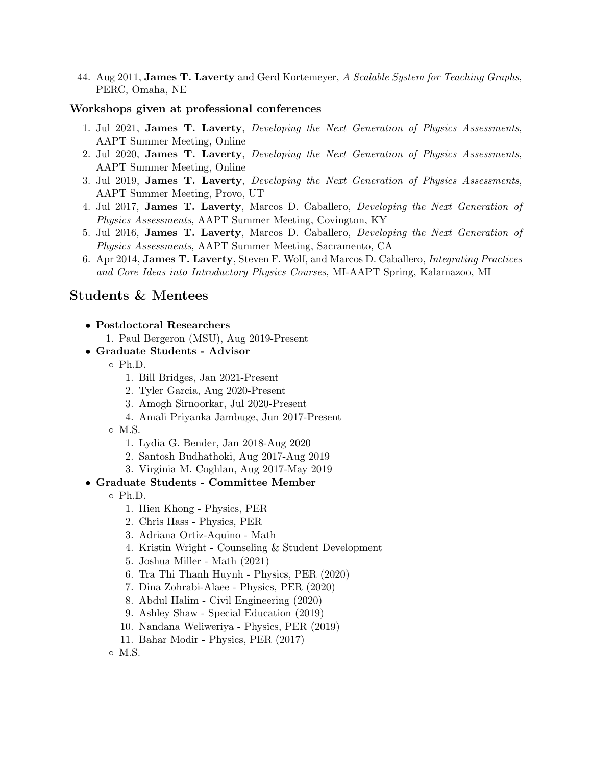44. Aug 2011, **James T. Laverty** and Gerd Kortemeyer, *A Scalable System for Teaching Graphs*, PERC, Omaha, NE

### Workshops given at professional conferences

1. Jul 2021, **James T. Laverty**, *Developing the Next Generation of Physics Assessments*, AAPT Summer Meeting, Online
2. Jul 2020, **James T. Laverty**, *Developing the Next Generation of Physics Assessments*, AAPT Summer Meeting, Online
3. Jul 2019, **James T. Laverty**, *Developing the Next Generation of Physics Assessments*, AAPT Summer Meeting, Provo, UT
4. Jul 2017, **James T. Laverty**, Marcos D. Caballero, *Developing the Next Generation of Physics Assessments*, AAPT Summer Meeting, Covington, KY
5. Jul 2016, **James T. Laverty**, Marcos D. Caballero, *Developing the Next Generation of Physics Assessments*, AAPT Summer Meeting, Sacramento, CA
6. Apr 2014, **James T. Laverty**, Steven F. Wolf, and Marcos D. Caballero, *Integrating Practices and Core Ideas into Introductory Physics Courses*, MI-AAPT Spring, Kalamazoo, MI

## Students & Mentees

- **Postdoctoral Researchers**
  1. Paul Bergeron (MSU), Aug 2019-Present
- **Graduate Students - Advisor**
  - Ph.D.
    1. Bill Bridges, Jan 2021-Present
    2. Tyler Garcia, Aug 2020-Present
    3. Amogh Sirnoorkar, Jul 2020-Present
    4. Amali Priyanka Jambuge, Jun 2017-Present
  - M.S.
    1. Lydia G. Bender, Jan 2018-Aug 2020
    2. Santosh Budhathoki, Aug 2017-Aug 2019
    3. Virginia M. Coghlan, Aug 2017-May 2019
- **Graduate Students - Committee Member**
  - Ph.D.
    1. Hien Khong - Physics, PER
    2. Chris Hass - Physics, PER
    3. Adriana Ortiz-Aquino - Math
    4. Kristin Wright - Counseling & Student Development
    5. Joshua Miller - Math (2021)
    6. Tra Thi Thanh Huynh - Physics, PER (2020)
    7. Dina Zohrabi-Alaee - Physics, PER (2020)
    8. Abdul Halim - Civil Engineering (2020)
    9. Ashley Shaw - Special Education (2019)
    10. Nandana Weliweriya - Physics, PER (2019)
    11. Bahar Modir - Physics, PER (2017)
  - M.S.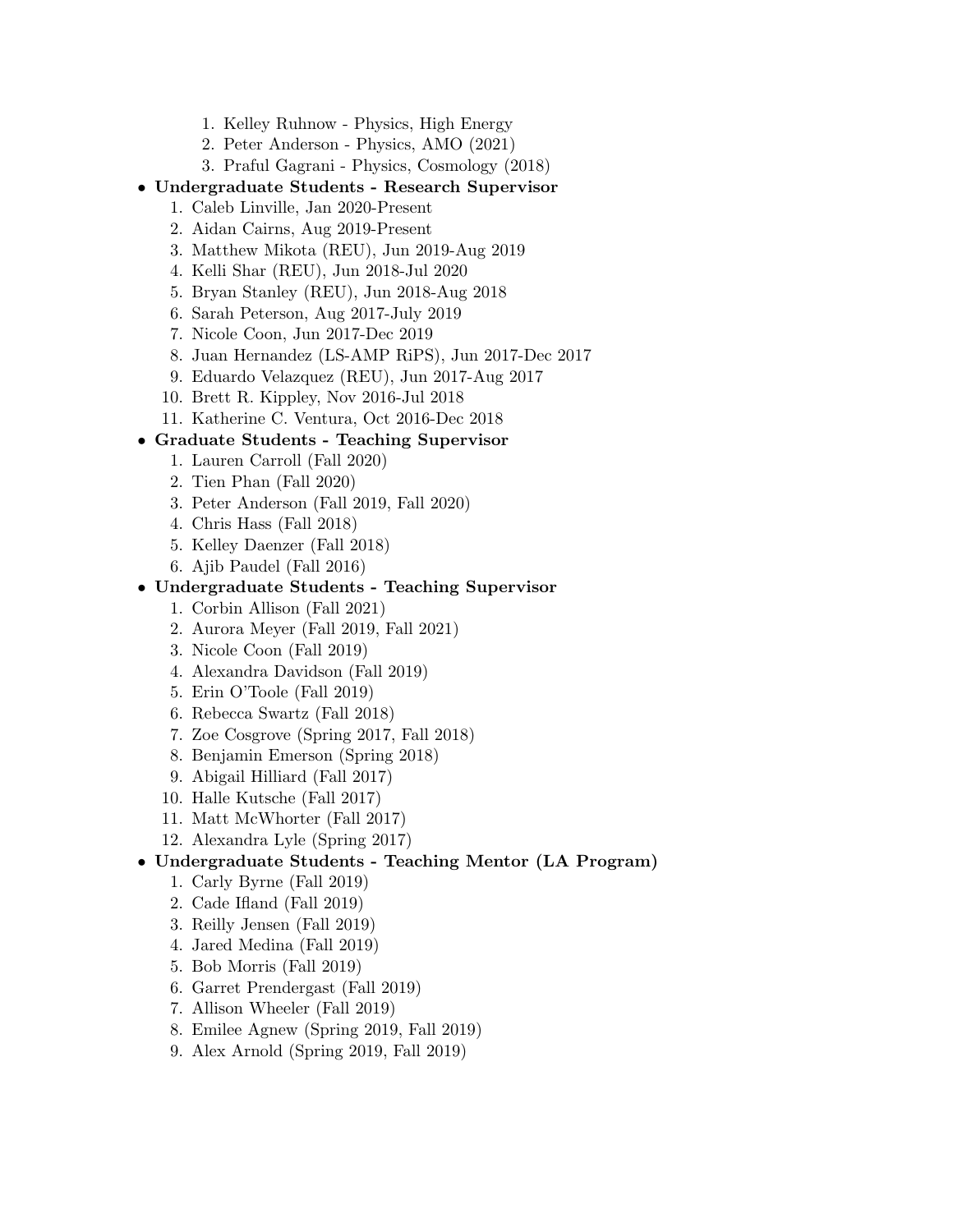1. Kelley Ruhnow - Physics, High Energy
2. Peter Anderson - Physics, AMO (2021)
3. Praful Gagrani - Physics, Cosmology (2018)

- **Undergraduate Students - Research Supervisor**
  1. Caleb Linville, Jan 2020-Present
  2. Aidan Cairns, Aug 2019-Present
  3. Matthew Mikota (REU), Jun 2019-Aug 2019
  4. Kelli Shar (REU), Jun 2018-Jul 2020
  5. Bryan Stanley (REU), Jun 2018-Aug 2018
  6. Sarah Peterson, Aug 2017-July 2019
  7. Nicole Coon, Jun 2017-Dec 2019
  8. Juan Hernandez (LS-AMP RiPS), Jun 2017-Dec 2017
  9. Eduardo Velazquez (REU), Jun 2017-Aug 2017
  10. Brett R. Kippley, Nov 2016-Jul 2018
  11. Katherine C. Ventura, Oct 2016-Dec 2018
- **Graduate Students - Teaching Supervisor**
  1. Lauren Carroll (Fall 2020)
  2. Tien Phan (Fall 2020)
  3. Peter Anderson (Fall 2019, Fall 2020)
  4. Chris Hass (Fall 2018)
  5. Kelley Daenzer (Fall 2018)
  6. Ajib Paudel (Fall 2016)
- **Undergraduate Students - Teaching Supervisor**
  1. Corbin Allison (Fall 2021)
  2. Aurora Meyer (Fall 2019, Fall 2021)
  3. Nicole Coon (Fall 2019)
  4. Alexandra Davidson (Fall 2019)
  5. Erin O'Toole (Fall 2019)
  6. Rebecca Swartz (Fall 2018)
  7. Zoe Cosgrove (Spring 2017, Fall 2018)
  8. Benjamin Emerson (Spring 2018)
  9. Abigail Hilliard (Fall 2017)
  10. Halle Kutsche (Fall 2017)
  11. Matt McWhorter (Fall 2017)
  12. Alexandra Lyle (Spring 2017)
- **Undergraduate Students - Teaching Mentor (LA Program)**
  1. Carly Byrne (Fall 2019)
  2. Cade Ifland (Fall 2019)
  3. Reilly Jensen (Fall 2019)
  4. Jared Medina (Fall 2019)
  5. Bob Morris (Fall 2019)
  6. Garret Prendergast (Fall 2019)
  7. Allison Wheeler (Fall 2019)
  8. Emilee Agnew (Spring 2019, Fall 2019)
  9. Alex Arnold (Spring 2019, Fall 2019)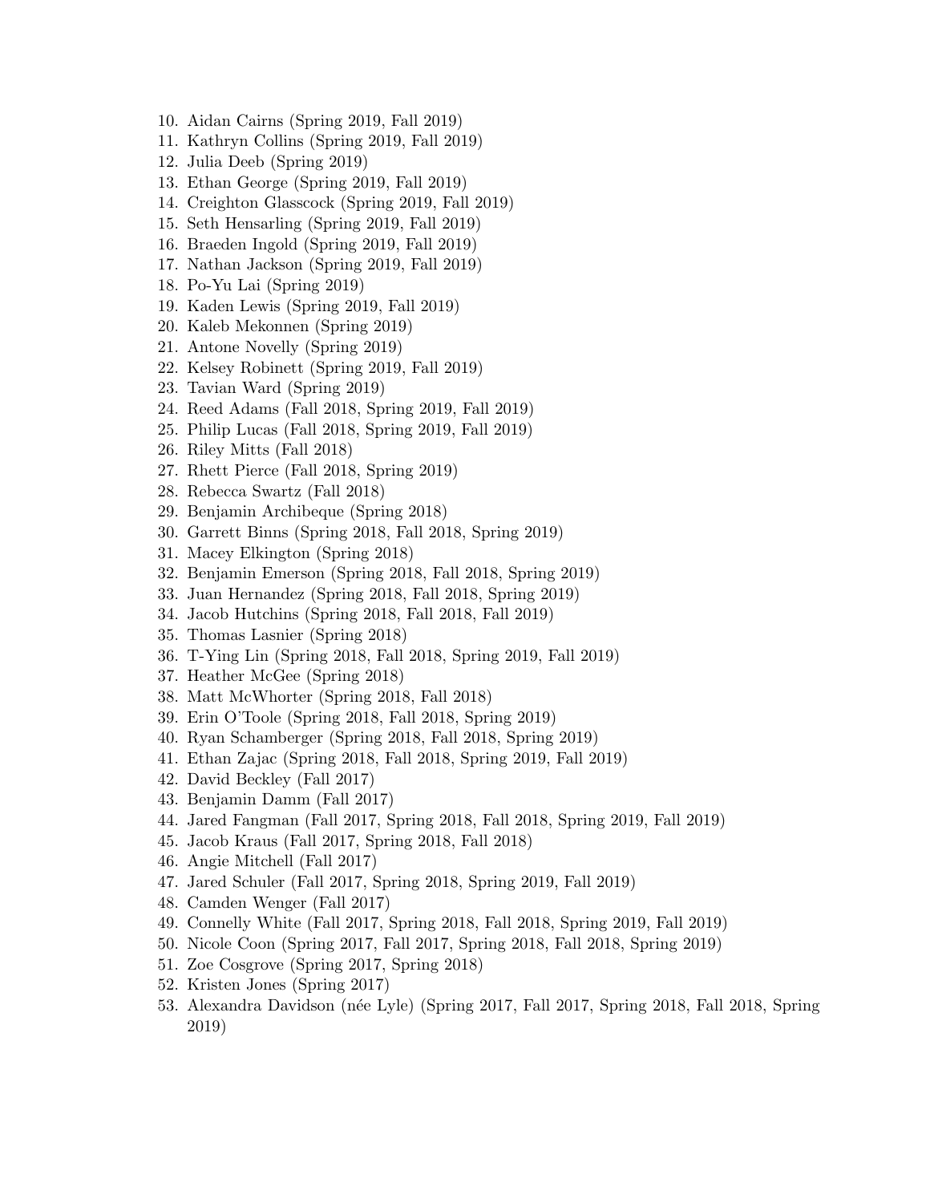10. Aidan Cairns (Spring 2019, Fall 2019)
11. Kathryn Collins (Spring 2019, Fall 2019)
12. Julia Deeb (Spring 2019)
13. Ethan George (Spring 2019, Fall 2019)
14. Creighton Glasscock (Spring 2019, Fall 2019)
15. Seth Hensarling (Spring 2019, Fall 2019)
16. Braeden Ingold (Spring 2019, Fall 2019)
17. Nathan Jackson (Spring 2019, Fall 2019)
18. Po-Yu Lai (Spring 2019)
19. Kaden Lewis (Spring 2019, Fall 2019)
20. Kaleb Mekonnen (Spring 2019)
21. Antone Novelly (Spring 2019)
22. Kelsey Robinett (Spring 2019, Fall 2019)
23. Tavian Ward (Spring 2019)
24. Reed Adams (Fall 2018, Spring 2019, Fall 2019)
25. Philip Lucas (Fall 2018, Spring 2019, Fall 2019)
26. Riley Mitts (Fall 2018)
27. Rhett Pierce (Fall 2018, Spring 2019)
28. Rebecca Swartz (Fall 2018)
29. Benjamin Archibeque (Spring 2018)
30. Garrett Binns (Spring 2018, Fall 2018, Spring 2019)
31. Macey Elkington (Spring 2018)
32. Benjamin Emerson (Spring 2018, Fall 2018, Spring 2019)
33. Juan Hernandez (Spring 2018, Fall 2018, Spring 2019)
34. Jacob Hutchins (Spring 2018, Fall 2018, Fall 2019)
35. Thomas Lasnier (Spring 2018)
36. T-Ying Lin (Spring 2018, Fall 2018, Spring 2019, Fall 2019)
37. Heather McGee (Spring 2018)
38. Matt McWhorter (Spring 2018, Fall 2018)
39. Erin O'Toole (Spring 2018, Fall 2018, Spring 2019)
40. Ryan Schamberger (Spring 2018, Fall 2018, Spring 2019)
41. Ethan Zajac (Spring 2018, Fall 2018, Spring 2019, Fall 2019)
42. David Beckley (Fall 2017)
43. Benjamin Damm (Fall 2017)
44. Jared Fangman (Fall 2017, Spring 2018, Fall 2018, Spring 2019, Fall 2019)
45. Jacob Kraus (Fall 2017, Spring 2018, Fall 2018)
46. Angie Mitchell (Fall 2017)
47. Jared Schuler (Fall 2017, Spring 2018, Spring 2019, Fall 2019)
48. Camden Wenger (Fall 2017)
49. Connelly White (Fall 2017, Spring 2018, Fall 2018, Spring 2019, Fall 2019)
50. Nicole Coon (Spring 2017, Fall 2017, Spring 2018, Fall 2018, Spring 2019)
51. Zoe Cosgrove (Spring 2017, Spring 2018)
52. Kristen Jones (Spring 2017)
53. Alexandra Davidson (née Lyle) (Spring 2017, Fall 2017, Spring 2018, Fall 2018, Spring 2019)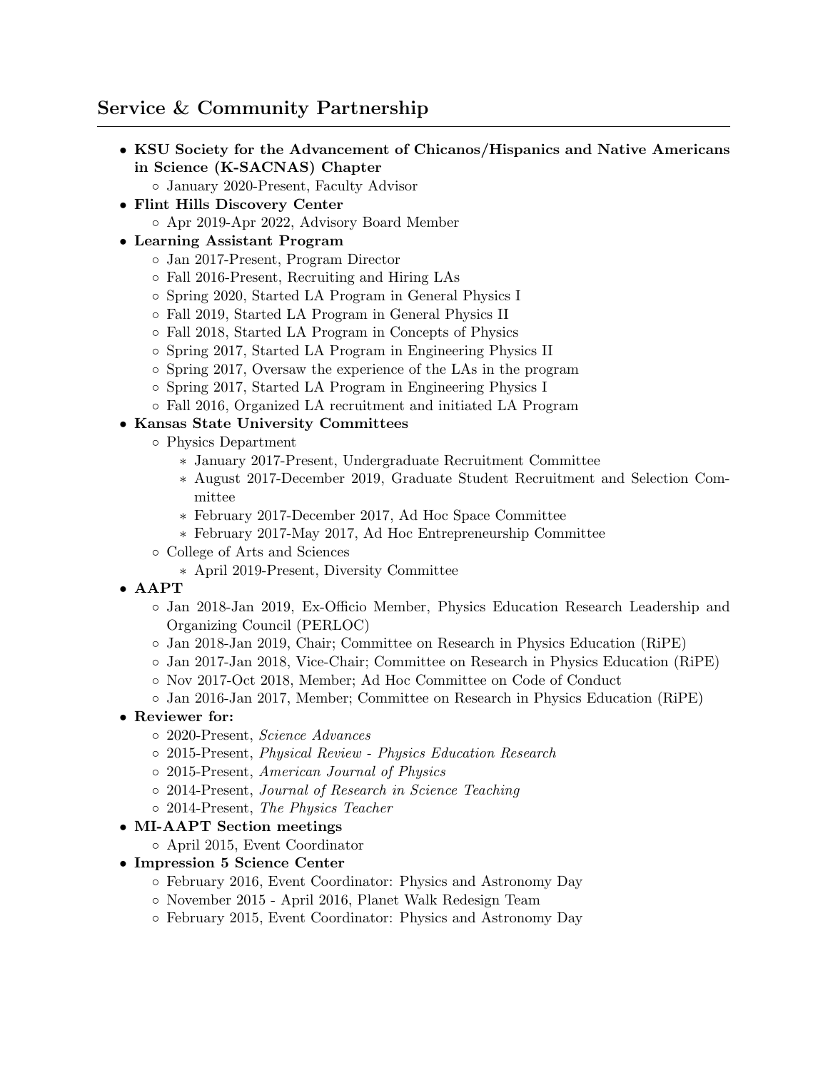## Service & Community Partnership

- **KSU Society for the Advancement of Chicanos/Hispanics and Native Americans in Science (K-SACNAS) Chapter**
  - January 2020-Present, Faculty Advisor
- **Flint Hills Discovery Center**
  - Apr 2019-Apr 2022, Advisory Board Member
- **Learning Assistant Program**
  - Jan 2017-Present, Program Director
  - Fall 2016-Present, Recruiting and Hiring LAs
  - Spring 2020, Started LA Program in General Physics I
  - Fall 2019, Started LA Program in General Physics II
  - Fall 2018, Started LA Program in Concepts of Physics
  - Spring 2017, Started LA Program in Engineering Physics II
  - Spring 2017, Oversaw the experience of the LAs in the program
  - Spring 2017, Started LA Program in Engineering Physics I
  - Fall 2016, Organized LA recruitment and initiated LA Program
- **Kansas State University Committees**
  - Physics Department
    - January 2017-Present, Undergraduate Recruitment Committee
    - August 2017-December 2019, Graduate Student Recruitment and Selection Committee
    - February 2017-December 2017, Ad Hoc Space Committee
    - February 2017-May 2017, Ad Hoc Entrepreneurship Committee
  - College of Arts and Sciences
    - April 2019-Present, Diversity Committee
- **AAPT**
  - Jan 2018-Jan 2019, Ex-Officio Member, Physics Education Research Leadership and Organizing Council (PERLOC)
  - Jan 2018-Jan 2019, Chair; Committee on Research in Physics Education (RiPE)
  - Jan 2017-Jan 2018, Vice-Chair; Committee on Research in Physics Education (RiPE)
  - Nov 2017-Oct 2018, Member; Ad Hoc Committee on Code of Conduct
  - Jan 2016-Jan 2017, Member; Committee on Research in Physics Education (RiPE)
- **Reviewer for:**
  - 2020-Present, *Science Advances*
  - 2015-Present, *Physical Review - Physics Education Research*
  - 2015-Present, *American Journal of Physics*
  - 2014-Present, *Journal of Research in Science Teaching*
  - 2014-Present, *The Physics Teacher*
- **MI-AAPT Section meetings**
  - April 2015, Event Coordinator
- **Impression 5 Science Center**
  - February 2016, Event Coordinator: Physics and Astronomy Day
  - November 2015 - April 2016, Planet Walk Redesign Team
  - February 2015, Event Coordinator: Physics and Astronomy Day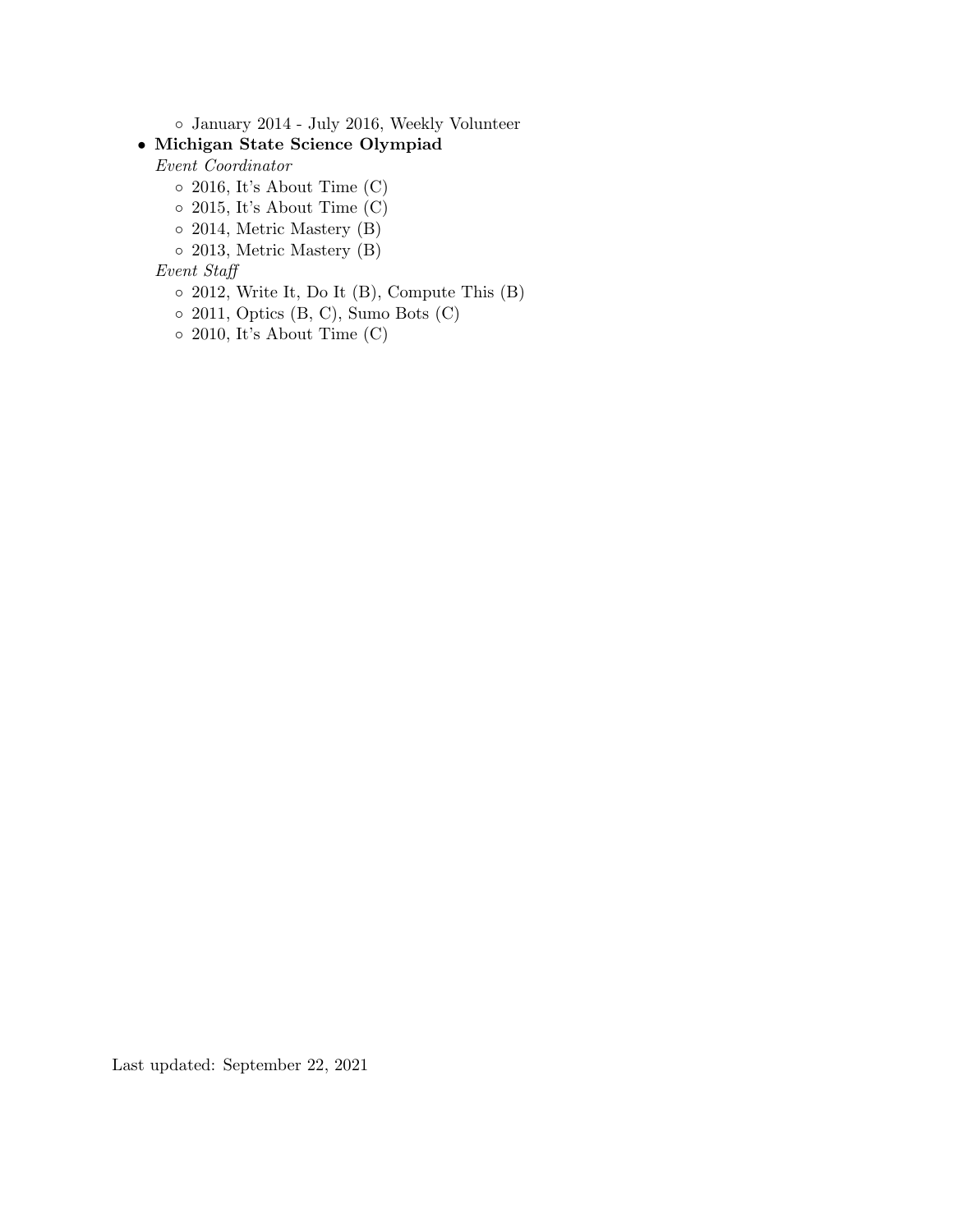- January 2014 - July 2016, Weekly Volunteer
- **Michigan State Science Olympiad**
  *Event Coordinator*
  - 2016, It's About Time (C)
  - 2015, It's About Time (C)
  - 2014, Metric Mastery (B)
  - 2013, Metric Mastery (B)

  *Event Staff*
  - 2012, Write It, Do It (B), Compute This (B)
  - 2011, Optics (B, C), Sumo Bots (C)
  - 2010, It's About Time (C)

Last updated: September 22, 2021